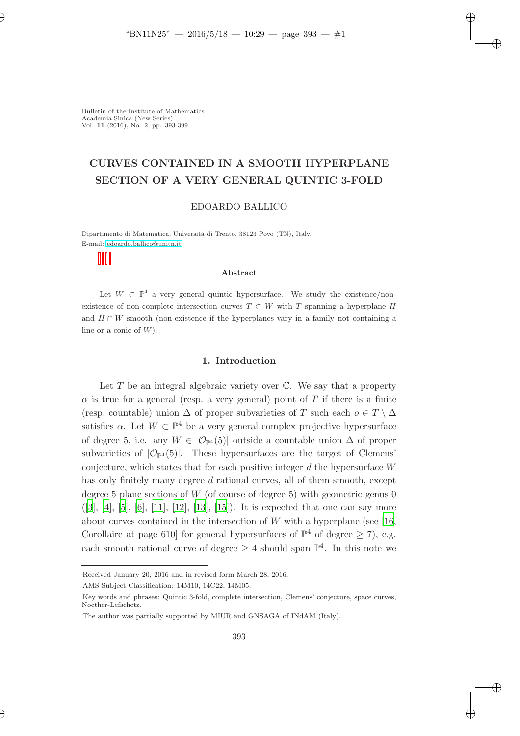Bulletin of the Institute of Mathematics
Academia Sinica (New Series)
Vol. **11** (2016), No. 2, pp. 393-399

# CURVES CONTAINED IN A SMOOTH HYPERPLANE SECTION OF A VERY GENERAL QUINTIC 3-FOLD

EDOARDO BALLICO

Dipartimento di Matematica, Università di Trento, 38123 Povo (TN), Italy.
E-mail: edoardo.ballico@unitn.it

### Abstract

Let $W \subset \mathbb{P}^4$ a very general quintic hypersurface. We study the existence/non-existence of non-complete intersection curves $T \subset W$ with $T$ spanning a hyperplane $H$ and $H \cap W$ smooth (non-existence if the hyperplanes vary in a family not containing a line or a conic of $W$).

## 1. Introduction

Let $T$ be an integral algebraic variety over $\mathbb{C}$. We say that a property $\alpha$ is true for a general (resp. a very general) point of $T$ if there is a finite (resp. countable) union $\Delta$ of proper subvarieties of $T$ such each $o \in T \setminus \Delta$ satisfies $\alpha$. Let $W \subset \mathbb{P}^4$ be a very general complex projective hypersurface of degree 5, i.e. any $W \in |\mathcal{O}_{\mathbb{P}^4}(5)|$ outside a countable union $\Delta$ of proper subvarieties of $|\mathcal{O}_{\mathbb{P}^4}(5)|$. These hypersurfaces are the target of Clemens' conjecture, which states that for each positive integer $d$ the hypersurface $W$ has only finitely many degree $d$ rational curves, all of them smooth, except degree 5 plane sections of $W$ (of course of degree 5) with geometric genus 0 ([3], [4], [5], [6], [11], [12], [13], [15]). It is expected that one can say more about curves contained in the intersection of $W$ with a hyperplane (see [16, Corollaire at page 610] for general hypersurfaces of $\mathbb{P}^4$ of degree $\geq 7$), e.g. each smooth rational curve of degree $\geq 4$ should span $\mathbb{P}^4$. In this note we

---

Received January 20, 2016 and in revised form March 28, 2016.

AMS Subject Classification: 14M10, 14C22, 14M05.

Key words and phrases: Quintic 3-fold, complete intersection, Clemens' conjecture, space curves, Noether-Lefschetz.

The author was partially supported by MIUR and GNSAGA of INdAM (Italy).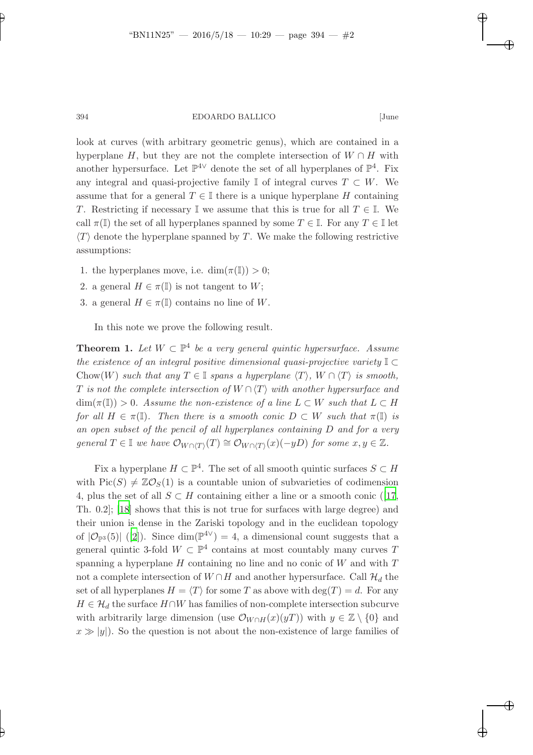look at curves (with arbitrary geometric genus), which are contained in a hyperplane $H$, but they are not the complete intersection of $W \cap H$ with another hypersurface. Let $\mathbb{P}^{4\vee}$ denote the set of all hyperplanes of $\mathbb{P}^4$. Fix any integral and quasi-projective family $\mathbb{I}$ of integral curves $T \subset W$. We assume that for a general $T \in \mathbb{I}$ there is a unique hyperplane $H$ containing $T$. Restricting if necessary $\mathbb{I}$ we assume that this is true for all $T \in \mathbb{I}$. We call $\pi(\mathbb{I})$ the set of all hyperplanes spanned by some $T \in \mathbb{I}$. For any $T \in \mathbb{I}$ let $\langle T \rangle$ denote the hyperplane spanned by $T$. We make the following restrictive assumptions:

1. the hyperplanes move, i.e. $\dim(\pi(\mathbb{I})) > 0$;
2. a general $H \in \pi(\mathbb{I})$ is not tangent to $W$;
3. a general $H \in \pi(\mathbb{I})$ contains no line of $W$.

In this note we prove the following result.

**Theorem 1.** *Let $W \subset \mathbb{P}^4$ be a very general quintic hypersurface. Assume the existence of an integral positive dimensional quasi-projective variety $\mathbb{I} \subset \mathrm{Chow}(W)$ such that any $T \in \mathbb{I}$ spans a hyperplane $\langle T \rangle$, $W \cap \langle T \rangle$ is smooth, $T$ is not the complete intersection of $W \cap \langle T \rangle$ with another hypersurface and $\dim(\pi(\mathbb{I})) > 0$. Assume the non-existence of a line $L \subset W$ such that $L \subset H$ for all $H \in \pi(\mathbb{I})$. Then there is a smooth conic $D \subset W$ such that $\pi(\mathbb{I})$ is an open subset of the pencil of all hyperplanes containing $D$ and for a very general $T \in \mathbb{I}$ we have $\mathcal{O}_{W \cap \langle T \rangle}(T) \cong \mathcal{O}_{W \cap \langle T \rangle}(x)(-yD)$ for some $x, y \in \mathbb{Z}$.*

Fix a hyperplane $H \subset \mathbb{P}^4$. The set of all smooth quintic surfaces $S \subset H$ with $\mathrm{Pic}(S) \neq \mathbb{Z}\mathcal{O}_S(1)$ is a countable union of subvarieties of codimension 4, plus the set of all $S \subset H$ containing either a line or a smooth conic ([17, Th. 0.2]; [18] shows that this is not true for surfaces with large degree) and their union is dense in the Zariski topology and in the euclidean topology of $|\mathcal{O}_{\mathbb{P}^3}(5)|$ ([2]). Since $\dim(\mathbb{P}^{4\vee}) = 4$, a dimensional count suggests that a general quintic 3-fold $W \subset \mathbb{P}^4$ contains at most countably many curves $T$ spanning a hyperplane $H$ containing no line and no conic of $W$ and with $T$ not a complete intersection of $W \cap H$ and another hypersurface. Call $\mathcal{H}_d$ the set of all hyperplanes $H = \langle T \rangle$ for some $T$ as above with $\deg(T) = d$. For any $H \in \mathcal{H}_d$ the surface $H \cap W$ has families of non-complete intersection subcurve with arbitrarily large dimension (use $\mathcal{O}_{W \cap H}(x)(yT)$) with $y \in \mathbb{Z} \setminus \{0\}$ and $x \gg |y|$). So the question is not about the non-existence of large families of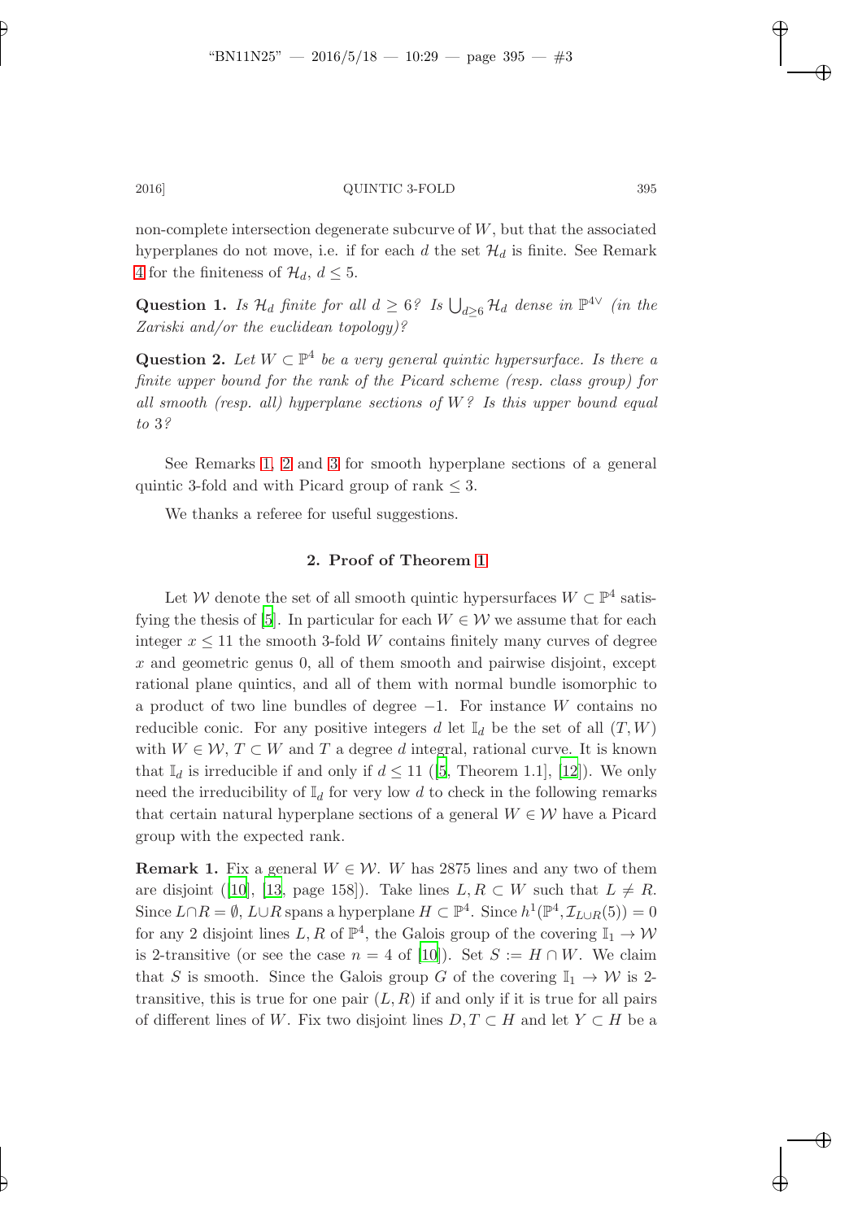non-complete intersection degenerate subcurve of $W$, but that the associated hyperplanes do not move, i.e. if for each $d$ the set $\mathcal{H}_d$ is finite. See Remark 4 for the finiteness of $\mathcal{H}_d$, $d \le 5$.

**Question 1.** *Is $\mathcal{H}_d$ finite for all $d \ge 6$? Is $\bigcup_{d \ge 6} \mathcal{H}_d$ dense in $\mathbb{P}^{4\vee}$ (in the Zariski and/or the euclidean topology)?*

**Question 2.** *Let $W \subset \mathbb{P}^4$ be a very general quintic hypersurface. Is there a finite upper bound for the rank of the Picard scheme (resp. class group) for all smooth (resp. all) hyperplane sections of $W$? Is this upper bound equal to 3?*

See Remarks 1, 2 and 3 for smooth hyperplane sections of a general quintic 3-fold and with Picard group of rank $\le 3$.

We thanks a referee for useful suggestions.

## 2. Proof of Theorem 1

Let $\mathcal{W}$ denote the set of all smooth quintic hypersurfaces $W \subset \mathbb{P}^4$ satisfying the thesis of [5]. In particular for each $W \in \mathcal{W}$ we assume that for each integer $x \le 11$ the smooth 3-fold $W$ contains finitely many curves of degree $x$ and geometric genus 0, all of them smooth and pairwise disjoint, except rational plane quintics, and all of them with normal bundle isomorphic to a product of two line bundles of degree $-1$. For instance $W$ contains no reducible conic. For any positive integers $d$ let $\mathbb{I}_d$ be the set of all $(T, W)$ with $W \in \mathcal{W}$, $T \subset W$ and $T$ a degree $d$ integral, rational curve. It is known that $\mathbb{I}_d$ is irreducible if and only if $d \le 11$ ([5, Theorem 1.1], [12]). We only need the irreducibility of $\mathbb{I}_d$ for very low $d$ to check in the following remarks that certain natural hyperplane sections of a general $W \in \mathcal{W}$ have a Picard group with the expected rank.

**Remark 1.** Fix a general $W \in \mathcal{W}$. $W$ has 2875 lines and any two of them are disjoint ([10], [13, page 158]). Take lines $L, R \subset W$ such that $L \ne R$. Since $L \cap R = \emptyset$, $L \cup R$ spans a hyperplane $H \subset \mathbb{P}^4$. Since $h^1(\mathbb{P}^4, \mathcal{I}_{L\cup R}(5)) = 0$ for any 2 disjoint lines $L, R$ of $\mathbb{P}^4$, the Galois group of the covering $\mathbb{I}_1 \to \mathcal{W}$ is 2-transitive (or see the case $n = 4$ of [10]). Set $S := H \cap W$. We claim that $S$ is smooth. Since the Galois group $G$ of the covering $\mathbb{I}_1 \to \mathcal{W}$ is 2-transitive, this is true for one pair $(L, R)$ if and only if it is true for all pairs of different lines of $W$. Fix two disjoint lines $D, T \subset H$ and let $Y \subset H$ be a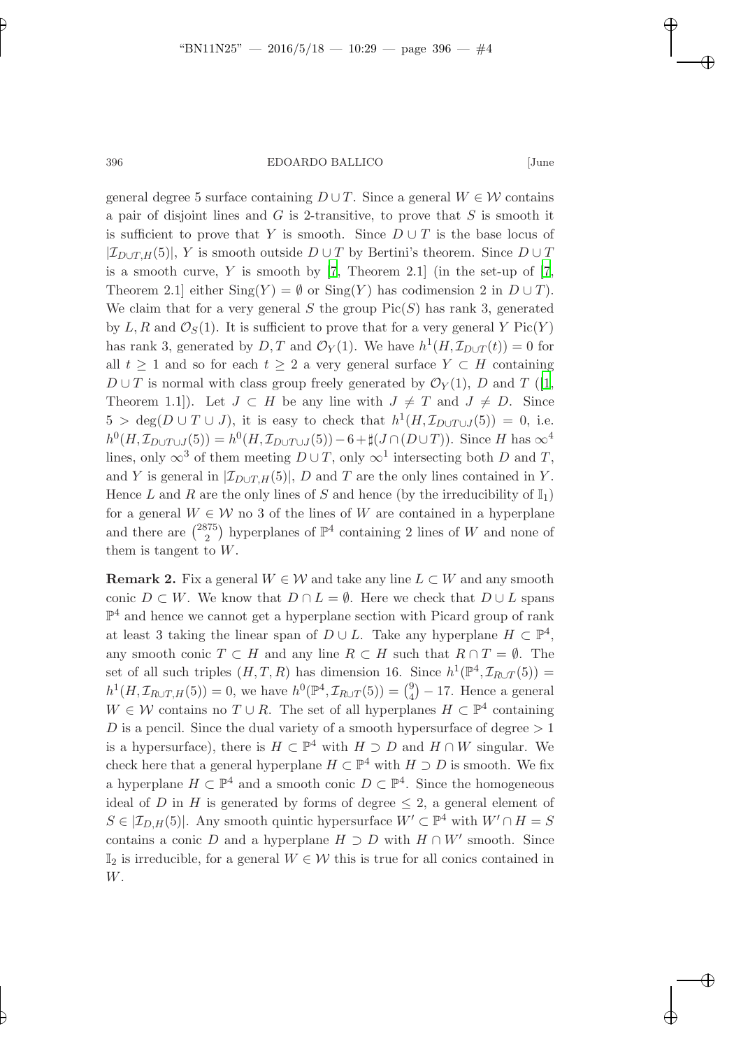general degree 5 surface containing $D \cup T$. Since a general $W \in \mathcal{W}$ contains a pair of disjoint lines and $G$ is 2-transitive, to prove that $S$ is smooth it is sufficient to prove that $Y$ is smooth. Since $D \cup T$ is the base locus of $|\mathcal{I}_{D\cup T,H}(5)|$, $Y$ is smooth outside $D \cup T$ by Bertini's theorem. Since $D \cup T$ is a smooth curve, $Y$ is smooth by [7, Theorem 2.1] (in the set-up of [7, Theorem 2.1] either $\mathrm{Sing}(Y) = \emptyset$ or $\mathrm{Sing}(Y)$ has codimension 2 in $D \cup T$). We claim that for a very general $S$ the group $\mathrm{Pic}(S)$ has rank 3, generated by $L, R$ and $\mathcal{O}_S(1)$. It is sufficient to prove that for a very general $Y$ $\mathrm{Pic}(Y)$ has rank 3, generated by $D, T$ and $\mathcal{O}_Y(1)$. We have $h^1(H, \mathcal{I}_{D\cup T}(t)) = 0$ for all $t \geq 1$ and so for each $t \geq 2$ a very general surface $Y \subset H$ containing $D \cup T$ is normal with class group freely generated by $\mathcal{O}_Y(1)$, $D$ and $T$ ([1, Theorem 1.1]). Let $J \subset H$ be any line with $J \neq T$ and $J \neq D$. Since $5 > \deg(D \cup T \cup J)$, it is easy to check that $h^1(H, \mathcal{I}_{D\cup T\cup J}(5)) = 0$, i.e. $h^0(H, \mathcal{I}_{D\cup T\cup J}(5)) = h^0(H, \mathcal{I}_{D\cup T\cup J}(5)) - 6 + \sharp(J \cap (D \cup T))$. Since $H$ has $\infty^4$ lines, only $\infty^3$ of them meeting $D \cup T$, only $\infty^1$ intersecting both $D$ and $T$, and $Y$ is general in $|\mathcal{I}_{D\cup T,H}(5)|$, $D$ and $T$ are the only lines contained in $Y$. Hence $L$ and $R$ are the only lines of $S$ and hence (by the irreducibility of $\mathbb{I}_1$) for a general $W \in \mathcal{W}$ no 3 of the lines of $W$ are contained in a hyperplane and there are $\binom{2875}{2}$ hyperplanes of $\mathbb{P}^4$ containing 2 lines of $W$ and none of them is tangent to $W$.

**Remark 2.** Fix a general $W \in \mathcal{W}$ and take any line $L \subset W$ and any smooth conic $D \subset W$. We know that $D \cap L = \emptyset$. Here we check that $D \cup L$ spans $\mathbb{P}^4$ and hence we cannot get a hyperplane section with Picard group of rank at least 3 taking the linear span of $D \cup L$. Take any hyperplane $H \subset \mathbb{P}^4$, any smooth conic $T \subset H$ and any line $R \subset H$ such that $R \cap T = \emptyset$. The set of all such triples $(H, T, R)$ has dimension 16. Since $h^1(\mathbb{P}^4, \mathcal{I}_{R\cup T}(5)) = h^1(H, \mathcal{I}_{R\cup T,H}(5)) = 0$, we have $h^0(\mathbb{P}^4, \mathcal{I}_{R\cup T}(5)) = \binom{9}{4} - 17$. Hence a general $W \in \mathcal{W}$ contains no $T \cup R$. The set of all hyperplanes $H \subset \mathbb{P}^4$ containing $D$ is a pencil. Since the dual variety of a smooth hypersurface of degree $> 1$ is a hypersurface), there is $H \subset \mathbb{P}^4$ with $H \supset D$ and $H \cap W$ singular. We check here that a general hyperplane $H \subset \mathbb{P}^4$ with $H \supset D$ is smooth. We fix a hyperplane $H \subset \mathbb{P}^4$ and a smooth conic $D \subset \mathbb{P}^4$. Since the homogeneous ideal of $D$ in $H$ is generated by forms of degree $\leq 2$, a general element of $S \in |\mathcal{I}_{D,H}(5)|$. Any smooth quintic hypersurface $W' \subset \mathbb{P}^4$ with $W' \cap H = S$ contains a conic $D$ and a hyperplane $H \supset D$ with $H \cap W'$ smooth. Since $\mathbb{I}_2$ is irreducible, for a general $W \in \mathcal{W}$ this is true for all conics contained in $W$.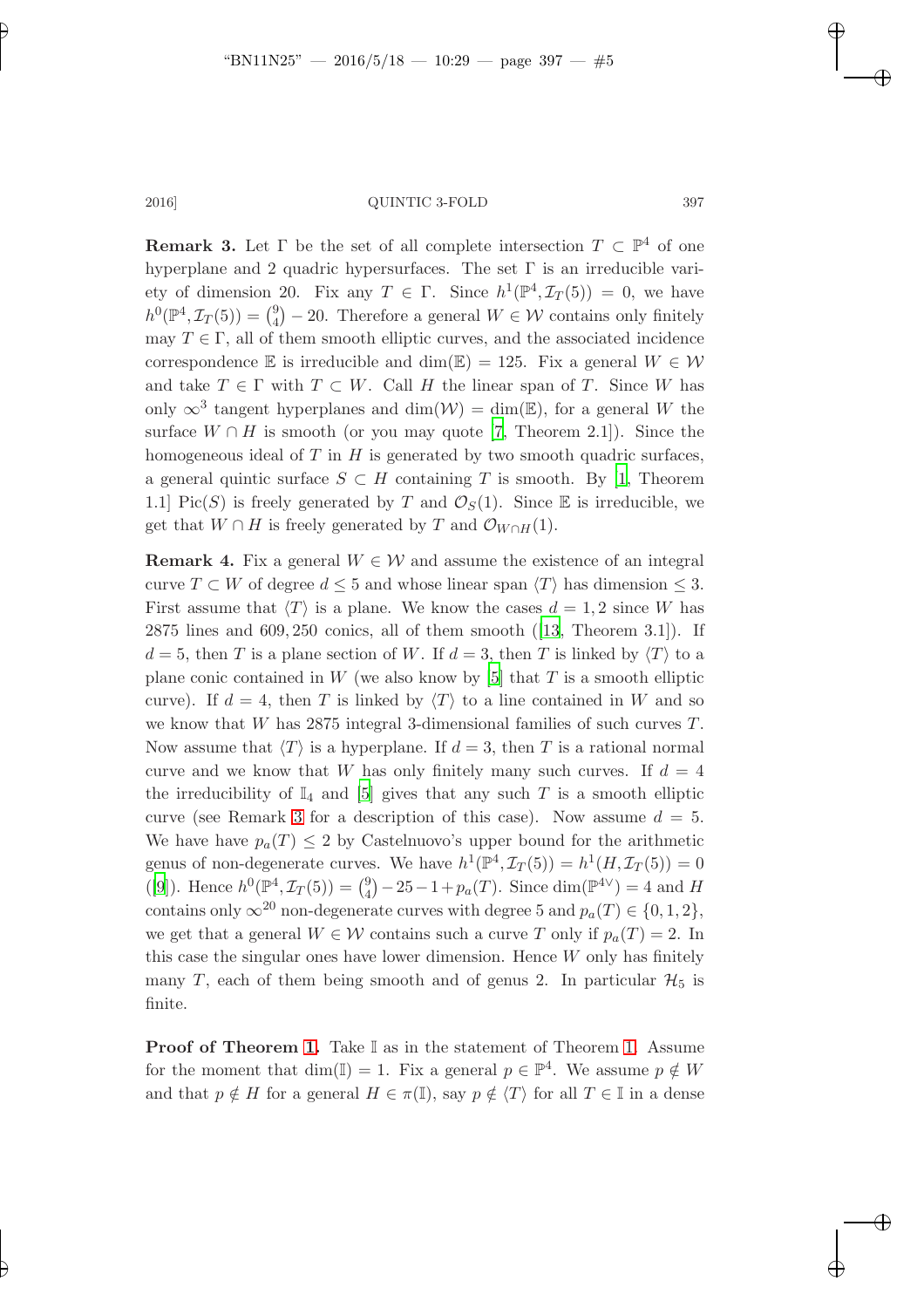**Remark 3.** Let $\Gamma$ be the set of all complete intersection $T \subset \mathbb{P}^4$ of one hyperplane and 2 quadric hypersurfaces. The set $\Gamma$ is an irreducible variety of dimension 20. Fix any $T \in \Gamma$. Since $h^1(\mathbb{P}^4, \mathcal{I}_T(5)) = 0$, we have $h^0(\mathbb{P}^4, \mathcal{I}_T(5)) = \binom{9}{4} - 20$. Therefore a general $W \in \mathcal{W}$ contains only finitely may $T \in \Gamma$, all of them smooth elliptic curves, and the associated incidence correspondence $\mathbb{E}$ is irreducible and $\dim(\mathbb{E}) = 125$. Fix a general $W \in \mathcal{W}$ and take $T \in \Gamma$ with $T \subset W$. Call $H$ the linear span of $T$. Since $W$ has only $\infty^3$ tangent hyperplanes and $\dim(\mathcal{W}) = \dim(\mathbb{E})$, for a general $W$ the surface $W \cap H$ is smooth (or you may quote [7, Theorem 2.1]). Since the homogeneous ideal of $T$ in $H$ is generated by two smooth quadric surfaces, a general quintic surface $S \subset H$ containing $T$ is smooth. By [1, Theorem 1.1] $\mathrm{Pic}(S)$ is freely generated by $T$ and $\mathcal{O}_S(1)$. Since $\mathbb{E}$ is irreducible, we get that $W \cap H$ is freely generated by $T$ and $\mathcal{O}_{W\cap H}(1)$.

**Remark 4.** Fix a general $W \in \mathcal{W}$ and assume the existence of an integral curve $T \subset W$ of degree $d \leq 5$ and whose linear span $\langle T \rangle$ has dimension $\leq 3$. First assume that $\langle T \rangle$ is a plane. We know the cases $d = 1, 2$ since $W$ has 2875 lines and 609, 250 conics, all of them smooth ([13, Theorem 3.1]). If $d = 5$, then $T$ is a plane section of $W$. If $d = 3$, then $T$ is linked by $\langle T \rangle$ to a plane conic contained in $W$ (we also know by [5] that $T$ is a smooth elliptic curve). If $d = 4$, then $T$ is linked by $\langle T \rangle$ to a line contained in $W$ and so we know that $W$ has 2875 integral 3-dimensional families of such curves $T$. Now assume that $\langle T \rangle$ is a hyperplane. If $d = 3$, then $T$ is a rational normal curve and we know that $W$ has only finitely many such curves. If $d = 4$ the irreducibility of $\mathbb{I}_4$ and [5] gives that any such $T$ is a smooth elliptic curve (see Remark 3 for a description of this case). Now assume $d = 5$. We have have $p_a(T) \leq 2$ by Castelnuovo's upper bound for the arithmetic genus of non-degenerate curves. We have $h^1(\mathbb{P}^4, \mathcal{I}_T(5)) = h^1(H, \mathcal{I}_T(5)) = 0$ ([9]). Hence $h^0(\mathbb{P}^4, \mathcal{I}_T(5)) = \binom{9}{4} - 25 - 1 + p_a(T)$. Since $\dim(\mathbb{P}^{4\vee}) = 4$ and $H$ contains only $\infty^{20}$ non-degenerate curves with degree 5 and $p_a(T) \in \{0, 1, 2\}$, we get that a general $W \in \mathcal{W}$ contains such a curve $T$ only if $p_a(T) = 2$. In this case the singular ones have lower dimension. Hence $W$ only has finitely many $T$, each of them being smooth and of genus 2. In particular $\mathcal{H}_5$ is finite.

**Proof of Theorem 1.** Take $\mathbb{I}$ as in the statement of Theorem 1. Assume for the moment that $\dim(\mathbb{I}) = 1$. Fix a general $p \in \mathbb{P}^4$. We assume $p \notin W$ and that $p \notin H$ for a general $H \in \pi(\mathbb{I})$, say $p \notin \langle T \rangle$ for all $T \in \mathbb{I}$ in a dense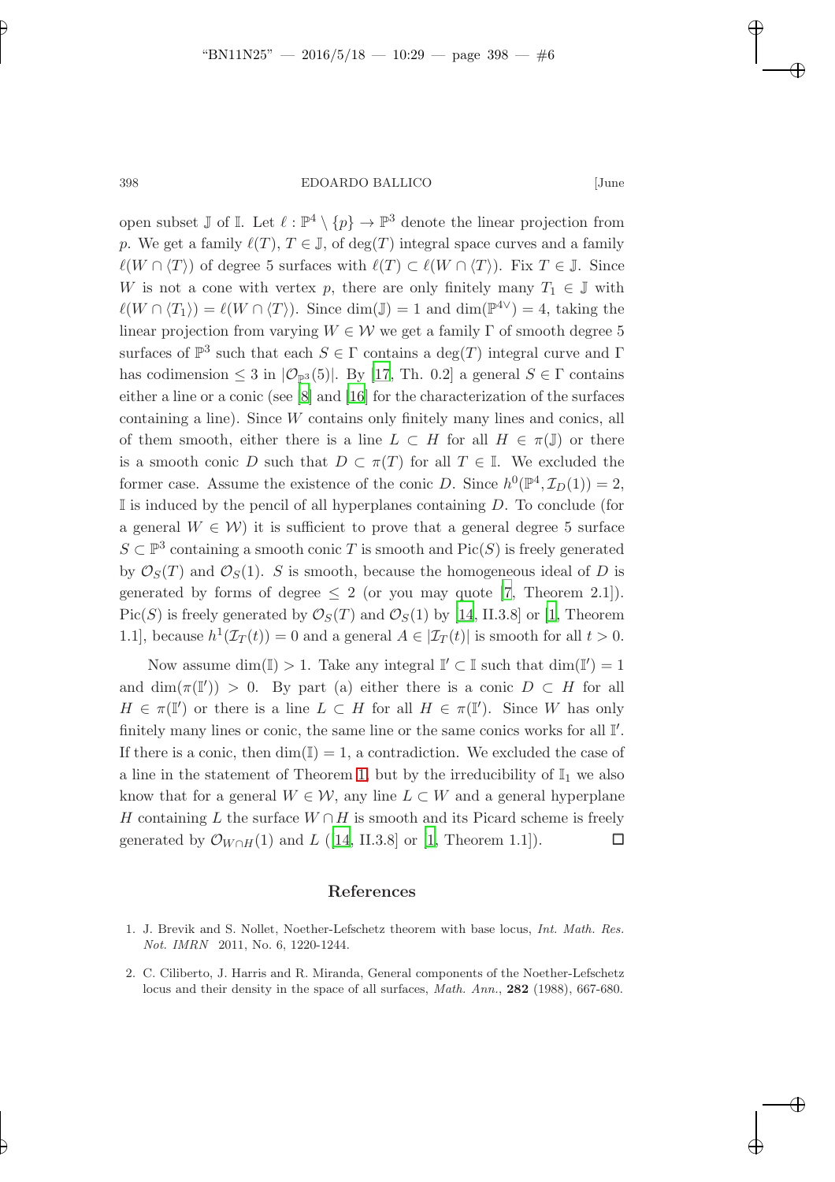open subset $\mathbb{J}$ of $\mathbb{I}$. Let $\ell : \mathbb{P}^4 \setminus \{p\} \to \mathbb{P}^3$ denote the linear projection from $p$. We get a family $\ell(T)$, $T \in \mathbb{J}$, of $\deg(T)$ integral space curves and a family $\ell(W \cap \langle T \rangle)$ of degree 5 surfaces with $\ell(T) \subset \ell(W \cap \langle T \rangle)$. Fix $T \in \mathbb{J}$. Since $W$ is not a cone with vertex $p$, there are only finitely many $T_1 \in \mathbb{J}$ with $\ell(W \cap \langle T_1 \rangle) = \ell(W \cap \langle T \rangle)$. Since $\dim(\mathbb{J}) = 1$ and $\dim(\mathbb{P}^{4\vee}) = 4$, taking the linear projection from varying $W \in \mathcal{W}$ we get a family $\Gamma$ of smooth degree 5 surfaces of $\mathbb{P}^3$ such that each $S \in \Gamma$ contains a $\deg(T)$ integral curve and $\Gamma$ has codimension $\leq 3$ in $|\mathcal{O}_{\mathbb{P}^3}(5)|$. By [17, Th. 0.2] a general $S \in \Gamma$ contains either a line or a conic (see [8] and [16] for the characterization of the surfaces containing a line). Since $W$ contains only finitely many lines and conics, all of them smooth, either there is a line $L \subset H$ for all $H \in \pi(\mathbb{J})$ or there is a smooth conic $D$ such that $D \subset \pi(T)$ for all $T \in \mathbb{I}$. We excluded the former case. Assume the existence of the conic $D$. Since $h^0(\mathbb{P}^4, \mathcal{I}_D(1)) = 2$, $\mathbb{I}$ is induced by the pencil of all hyperplanes containing $D$. To conclude (for a general $W \in \mathcal{W}$) it is sufficient to prove that a general degree 5 surface $S \subset \mathbb{P}^3$ containing a smooth conic $T$ is smooth and $\mathrm{Pic}(S)$ is freely generated by $\mathcal{O}_S(T)$ and $\mathcal{O}_S(1)$. $S$ is smooth, because the homogeneous ideal of $D$ is generated by forms of degree $\leq 2$ (or you may quote [7, Theorem 2.1]). $\mathrm{Pic}(S)$ is freely generated by $\mathcal{O}_S(T)$ and $\mathcal{O}_S(1)$ by [14, II.3.8] or [1, Theorem 1.1], because $h^1(\mathcal{I}_T(t)) = 0$ and a general $A \in |\mathcal{I}_T(t)|$ is smooth for all $t > 0$.

Now assume $\dim(\mathbb{I}) > 1$. Take any integral $\mathbb{I}' \subset \mathbb{I}$ such that $\dim(\mathbb{I}') = 1$ and $\dim(\pi(\mathbb{I}')) > 0$. By part (a) either there is a conic $D \subset H$ for all $H \in \pi(\mathbb{I}')$ or there is a line $L \subset H$ for all $H \in \pi(\mathbb{I}')$. Since $W$ has only finitely many lines or conic, the same line or the same conics works for all $\mathbb{I}'$. If there is a conic, then $\dim(\mathbb{I}) = 1$, a contradiction. We excluded the case of a line in the statement of Theorem 1, but by the irreducibility of $\mathbb{I}_1$ we also know that for a general $W \in \mathcal{W}$, any line $L \subset W$ and a general hyperplane $H$ containing $L$ the surface $W \cap H$ is smooth and its Picard scheme is freely generated by $\mathcal{O}_{W \cap H}(1)$ and $L$ ([14, II.3.8] or [1, Theorem 1.1]). $\square$

## References

1. J. Brevik and S. Nollet, Noether-Lefschetz theorem with base locus, *Int. Math. Res. Not. IMRN* 2011, No. 6, 1220-1244.
2. C. Ciliberto, J. Harris and R. Miranda, General components of the Noether-Lefschetz locus and their density in the space of all surfaces, *Math. Ann.*, **282** (1988), 667-680.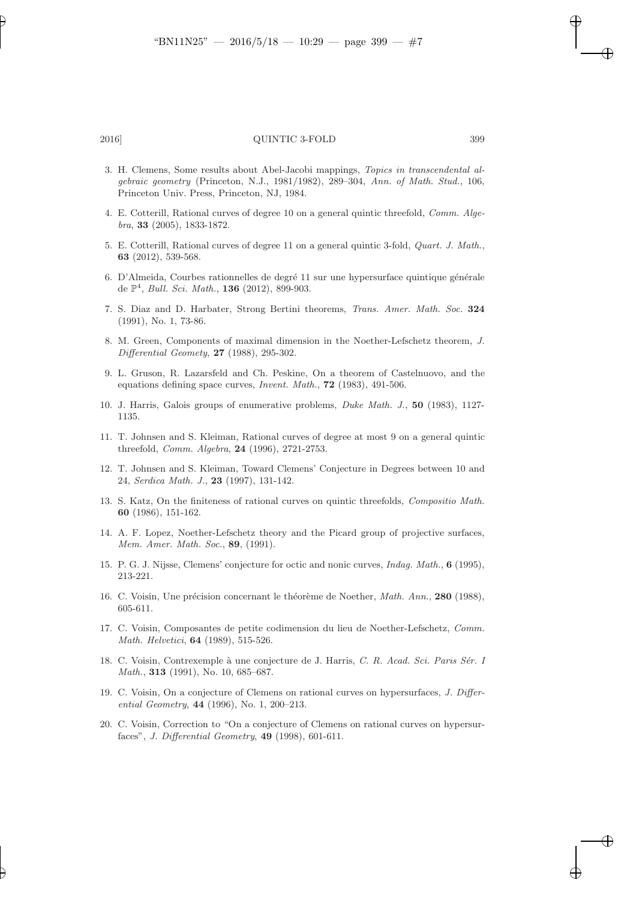3. H. Clemens, Some results about Abel-Jacobi mappings, *Topics in transcendental algebraic geometry* (Princeton, N.J., 1981/1982), 289–304, *Ann. of Math. Stud.*, 106, Princeton Univ. Press, Princeton, NJ, 1984.

4. E. Cotterill, Rational curves of degree 10 on a general quintic threefold, *Comm. Algebra*, **33** (2005), 1833-1872.

5. E. Cotterill, Rational curves of degree 11 on a general quintic 3-fold, *Quart. J. Math.*, **63** (2012), 539-568.

6. D'Almeida, Courbes rationnelles de degré 11 sur une hypersurface quintique générale de $\mathbb{P}^4$, *Bull. Sci. Math.*, **136** (2012), 899-903.

7. S. Diaz and D. Harbater, Strong Bertini theorems, *Trans. Amer. Math. Soc.* **324** (1991), No. 1, 73-86.

8. M. Green, Components of maximal dimension in the Noether-Lefschetz theorem, *J. Differential Geomety*, **27** (1988), 295-302.

9. L. Gruson, R. Lazarsfeld and Ch. Peskine, On a theorem of Castelnuovo, and the equations defining space curves, *Invent. Math.*, **72** (1983), 491-506.

10. J. Harris, Galois groups of enumerative problems, *Duke Math. J.*, **50** (1983), 1127-1135.

11. T. Johnsen and S. Kleiman, Rational curves of degree at most 9 on a general quintic threefold, *Comm. Algebra*, **24** (1996), 2721-2753.

12. T. Johnsen and S. Kleiman, Toward Clemens' Conjecture in Degrees between 10 and 24, *Serdica Math. J.*, **23** (1997), 131-142.

13. S. Katz, On the finiteness of rational curves on quintic threefolds, *Compositio Math.* **60** (1986), 151-162.

14. A. F. Lopez, Noether-Lefschetz theory and the Picard group of projective surfaces, *Mem. Amer. Math. Soc.*, **89**, (1991).

15. P. G. J. Nijsse, Clemens' conjecture for octic and nonic curves, *Indag. Math.*, **6** (1995), 213-221.

16. C. Voisin, Une précision concernant le théorème de Noether, *Math. Ann.*, **280** (1988), 605-611.

17. C. Voisin, Composantes de petite codimension du lieu de Noether-Lefschetz, *Comm. Math. Helvetici*, **64** (1989), 515-526.

18. C. Voisin, Contrexemple à une conjecture de J. Harris, *C. R. Acad. Sci. Paris Sér. I Math.*, **313** (1991), No. 10, 685–687.

19. C. Voisin, On a conjecture of Clemens on rational curves on hypersurfaces, *J. Differential Geometry*, **44** (1996), No. 1, 200–213.

20. C. Voisin, Correction to "On a conjecture of Clemens on rational curves on hypersurfaces", *J. Differential Geometry*, **49** (1998), 601-611.